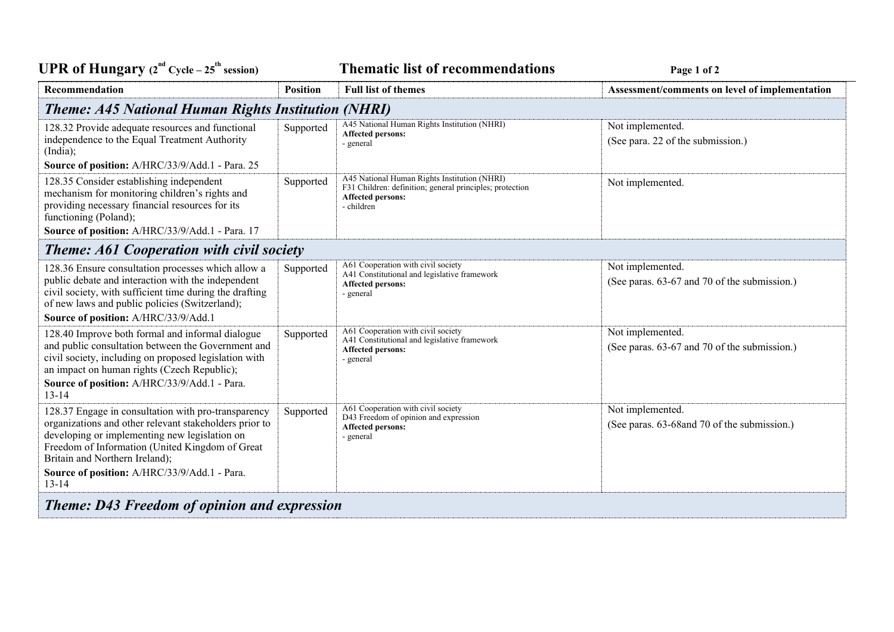# UPR of Hungary (2nd Cycle – 25th session) Thematic list of recommendations

| Recommendation | Position | Full list of themes | Assessment/comments on level of implementation |
|---|---|---|---|
| ***Theme: A45 National Human Rights Institution (NHRI)*** | | | |
| 128.32 Provide adequate resources and functional independence to the Equal Treatment Authority (India);<br>**Source of position:** A/HRC/33/9/Add.1 - Para. 25 | Supported | A45 National Human Rights Institution (NHRI)<br>**Affected persons:**<br>- general | Not implemented.<br>(See para. 22 of the submission.) |
| 128.35 Consider establishing independent mechanism for monitoring children's rights and providing necessary financial resources for its functioning (Poland);<br>**Source of position:** A/HRC/33/9/Add.1 - Para. 17 | Supported | A45 National Human Rights Institution (NHRI)<br>F31 Children: definition; general principles; protection<br>**Affected persons:**<br>- children | Not implemented. |
| ***Theme: A61 Cooperation with civil society*** | | | |
| 128.36 Ensure consultation processes which allow a public debate and interaction with the independent civil society, with sufficient time during the drafting of new laws and public policies (Switzerland);<br>**Source of position:** A/HRC/33/9/Add.1 | Supported | A61 Cooperation with civil society<br>A41 Constitutional and legislative framework<br>**Affected persons:**<br>- general | Not implemented.<br>(See paras. 63-67 and 70 of the submission.) |
| 128.40 Improve both formal and informal dialogue and public consultation between the Government and civil society, including on proposed legislation with an impact on human rights (Czech Republic);<br>**Source of position:** A/HRC/33/9/Add.1 - Para. 13-14 | Supported | A61 Cooperation with civil society<br>A41 Constitutional and legislative framework<br>**Affected persons:**<br>- general | Not implemented.<br>(See paras. 63-67 and 70 of the submission.) |
| 128.37 Engage in consultation with pro-transparency organizations and other relevant stakeholders prior to developing or implementing new legislation on Freedom of Information (United Kingdom of Great Britain and Northern Ireland);<br>**Source of position:** A/HRC/33/9/Add.1 - Para. 13-14 | Supported | A61 Cooperation with civil society<br>D43 Freedom of opinion and expression<br>**Affected persons:**<br>- general | Not implemented.<br>(See paras. 63-68and 70 of the submission.) |
| ***Theme: D43 Freedom of opinion and expression*** | | | |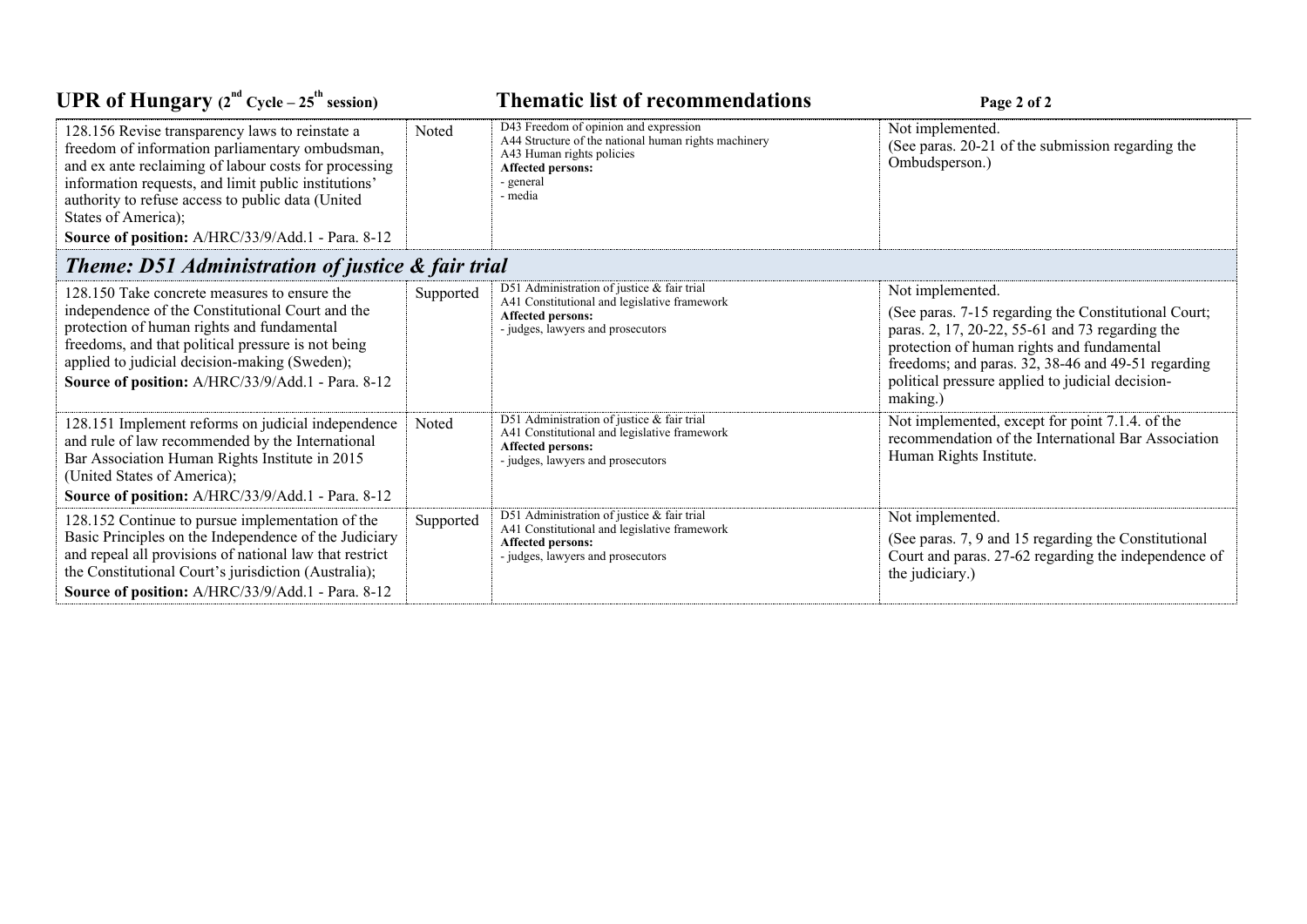| | | | |
|---|---|---|---|
| 128.156 Revise transparency laws to reinstate a freedom of information parliamentary ombudsman, and ex ante reclaiming of labour costs for processing information requests, and limit public institutions' authority to refuse access to public data (United States of America);<br>**Source of position:** A/HRC/33/9/Add.1 - Para. 8-12 | Noted | D43 Freedom of opinion and expression<br>A44 Structure of the national human rights machinery<br>A43 Human rights policies<br>**Affected persons:**<br>- general<br>- media | Not implemented.<br>(See paras. 20-21 of the submission regarding the Ombudsperson.) |

## *Theme: D51 Administration of justice & fair trial*

| | | | |
|---|---|---|---|
| 128.150 Take concrete measures to ensure the independence of the Constitutional Court and the protection of human rights and fundamental freedoms, and that political pressure is not being applied to judicial decision-making (Sweden);<br>**Source of position:** A/HRC/33/9/Add.1 - Para. 8-12 | Supported | D51 Administration of justice & fair trial<br>A41 Constitutional and legislative framework<br>**Affected persons:**<br>- judges, lawyers and prosecutors | Not implemented.<br>(See paras. 7-15 regarding the Constitutional Court; paras. 2, 17, 20-22, 55-61 and 73 regarding the protection of human rights and fundamental freedoms; and paras. 32, 38-46 and 49-51 regarding political pressure applied to judicial decision-making.) |
| 128.151 Implement reforms on judicial independence and rule of law recommended by the International Bar Association Human Rights Institute in 2015 (United States of America);<br>**Source of position:** A/HRC/33/9/Add.1 - Para. 8-12 | Noted | D51 Administration of justice & fair trial<br>A41 Constitutional and legislative framework<br>**Affected persons:**<br>- judges, lawyers and prosecutors | Not implemented, except for point 7.1.4. of the recommendation of the International Bar Association Human Rights Institute. |
| 128.152 Continue to pursue implementation of the Basic Principles on the Independence of the Judiciary and repeal all provisions of national law that restrict the Constitutional Court's jurisdiction (Australia);<br>**Source of position:** A/HRC/33/9/Add.1 - Para. 8-12 | Supported | D51 Administration of justice & fair trial<br>A41 Constitutional and legislative framework<br>**Affected persons:**<br>- judges, lawyers and prosecutors | Not implemented.<br>(See paras. 7, 9 and 15 regarding the Constitutional Court and paras. 27-62 regarding the independence of the judiciary.) |